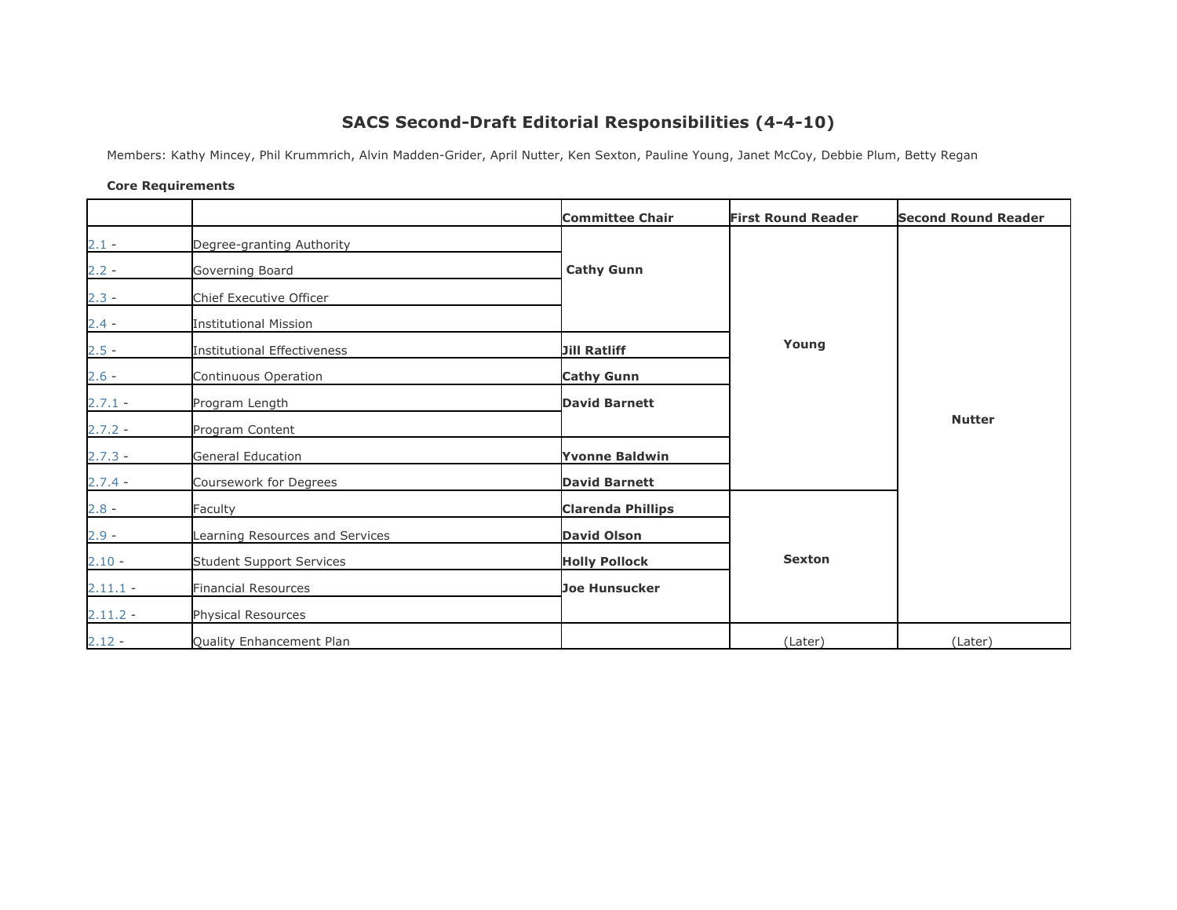# SACS Second-Draft Editorial Responsibilities (4-4-10)

Members: Kathy Mincey, Phil Krummrich, Alvin Madden-Grider, April Nutter, Ken Sexton, Pauline Young, Janet McCoy, Debbie Plum, Betty Regan

**Core Requirements**

| | | Committee Chair | First Round Reader | Second Round Reader |
|---|---|---|---|---|
| 2.1 - | Degree-granting Authority | **Cathy Gunn** | **Young** | **Nutter** |
| 2.2 - | Governing Board | | | |
| 2.3 - | Chief Executive Officer | | | |
| 2.4 - | Institutional Mission | | | |
| 2.5 - | Institutional Effectiveness | **Jill Ratliff** | | |
| 2.6 - | Continuous Operation | **Cathy Gunn** | | |
| 2.7.1 - | Program Length | **David Barnett** | | |
| 2.7.2 - | Program Content | | | |
| 2.7.3 - | General Education | **Yvonne Baldwin** | | |
| 2.7.4 - | Coursework for Degrees | **David Barnett** | | |
| 2.8 - | Faculty | **Clarenda Phillips** | **Sexton** | |
| 2.9 - | Learning Resources and Services | **David Olson** | | |
| 2.10 - | Student Support Services | **Holly Pollock** | | |
| 2.11.1 - | Financial Resources | **Joe Hunsucker** | | |
| 2.11.2 - | Physical Resources | | | |
| 2.12 - | Quality Enhancement Plan | | (Later) | (Later) |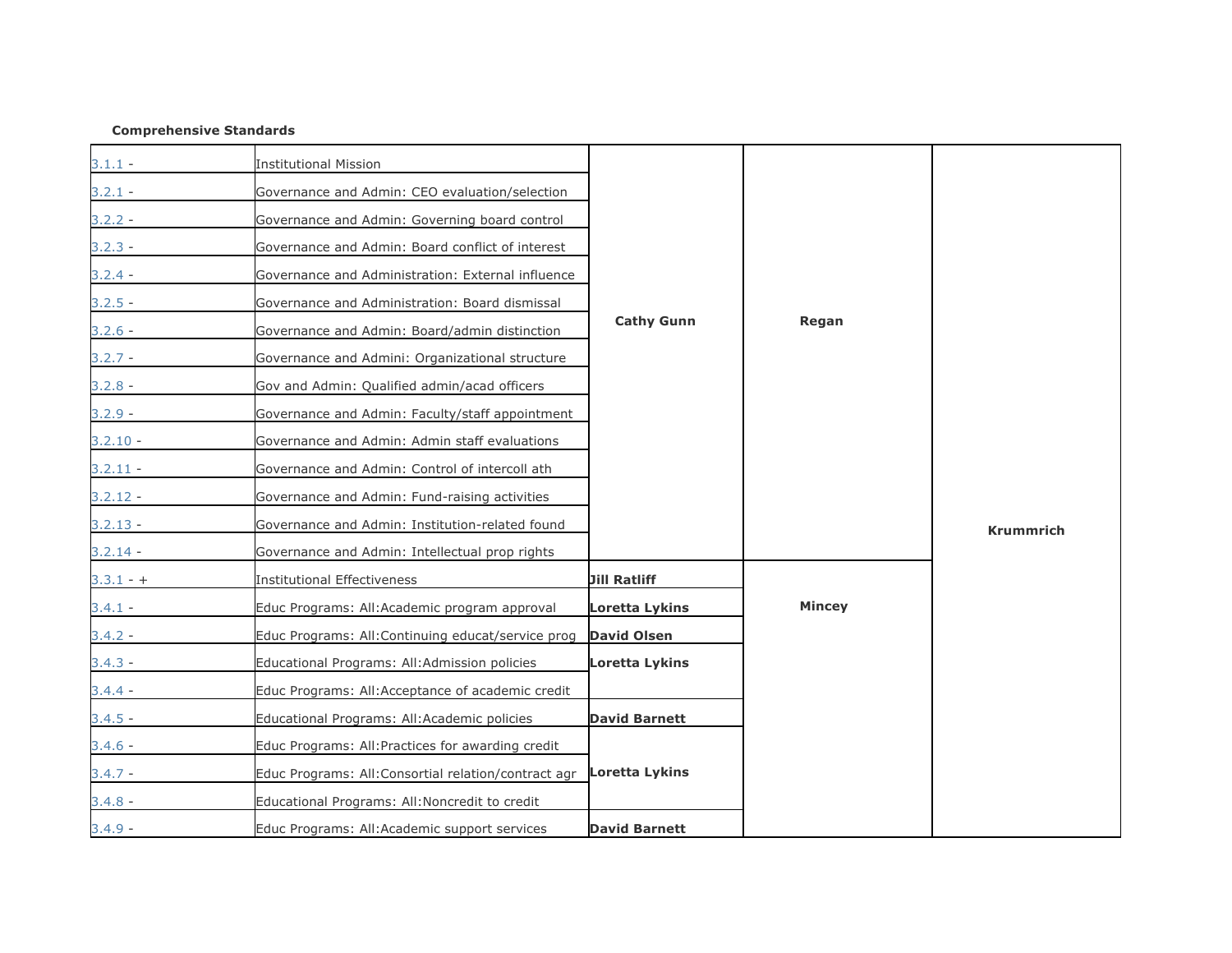**Comprehensive Standards**

| | | | | |
|---|---|---|---|---|
| 3.1.1 - | Institutional Mission | Cathy Gunn | Regan | Krummrich |
| 3.2.1 - | Governance and Admin: CEO evaluation/selection | | | |
| 3.2.2 - | Governance and Admin: Governing board control | | | |
| 3.2.3 - | Governance and Admin: Board conflict of interest | | | |
| 3.2.4 - | Governance and Administration: External influence | | | |
| 3.2.5 - | Governance and Administration: Board dismissal | | | |
| 3.2.6 - | Governance and Admin: Board/admin distinction | | | |
| 3.2.7 - | Governance and Admini: Organizational structure | | | |
| 3.2.8 - | Gov and Admin: Qualified admin/acad officers | | | |
| 3.2.9 - | Governance and Admin: Faculty/staff appointment | | | |
| 3.2.10 - | Governance and Admin: Admin staff evaluations | | | |
| 3.2.11 - | Governance and Admin: Control of intercoll ath | | | |
| 3.2.12 - | Governance and Admin: Fund-raising activities | | | |
| 3.2.13 - | Governance and Admin: Institution-related found | | | |
| 3.2.14 - | Governance and Admin: Intellectual prop rights | | | |
| 3.3.1 - + | Institutional Effectiveness | Jill Ratliff | Mincey | |
| 3.4.1 - | Educ Programs: All:Academic program approval | Loretta Lykins | | |
| 3.4.2 - | Educ Programs: All:Continuing educat/service prog | David Olsen | | |
| 3.4.3 - | Educational Programs: All:Admission policies | Loretta Lykins | | |
| 3.4.4 - | Educ Programs: All:Acceptance of academic credit | | | |
| 3.4.5 - | Educational Programs: All:Academic policies | David Barnett | | |
| 3.4.6 - | Educ Programs: All:Practices for awarding credit | Loretta Lykins | | |
| 3.4.7 - | Educ Programs: All:Consortial relation/contract agr | | | |
| 3.4.8 - | Educational Programs: All:Noncredit to credit | | | |
| 3.4.9 - | Educ Programs: All:Academic support services | David Barnett | | |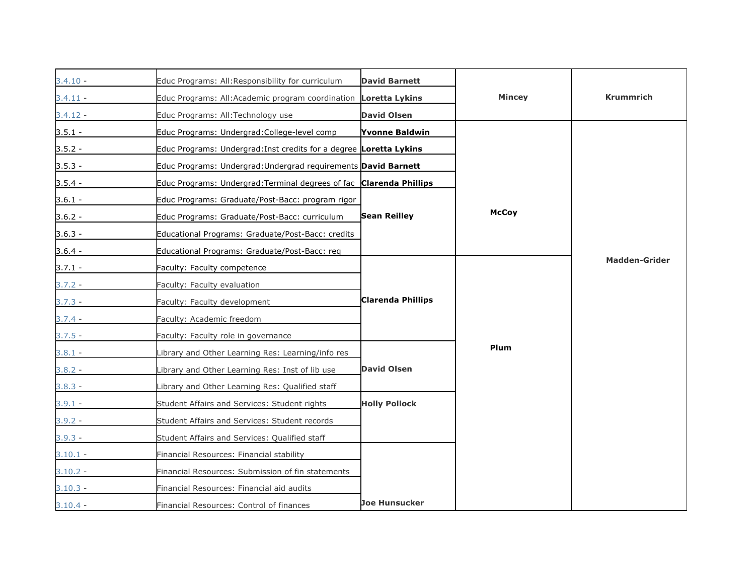| | | | | |
|---|---|---|---|---|
| 3.4.10 - | Educ Programs: All:Responsibility for curriculum | **David Barnett** | **Mincey** | **Krummrich** |
| 3.4.11 - | Educ Programs: All:Academic program coordination | **Loretta Lykins** | | |
| 3.4.12 - | Educ Programs: All:Technology use | **David Olsen** | | |
| 3.5.1 - | Educ Programs: Undergrad:College-level comp | **Yvonne Baldwin** | **McCoy** | **Madden-Grider** |
| 3.5.2 - | Educ Programs: Undergrad:Inst credits for a degree | **Loretta Lykins** | | |
| 3.5.3 - | Educ Programs: Undergrad:Undergrad requirements | **David Barnett** | | |
| 3.5.4 - | Educ Programs: Undergrad:Terminal degrees of fac | **Clarenda Phillips** | | |
| 3.6.1 - | Educ Programs: Graduate/Post-Bacc: program rigor | **Sean Reilley** | | |
| 3.6.2 - | Educ Programs: Graduate/Post-Bacc: curriculum | | | |
| 3.6.3 - | Educational Programs: Graduate/Post-Bacc: credits | | | |
| 3.6.4 - | Educational Programs: Graduate/Post-Bacc: req | | | |
| 3.7.1 - | Faculty: Faculty competence | **Clarenda Phillips** | **Plum** | |
| 3.7.2 - | Faculty: Faculty evaluation | | | |
| 3.7.3 - | Faculty: Faculty development | | | |
| 3.7.4 - | Faculty: Academic freedom | | | |
| 3.7.5 - | Faculty: Faculty role in governance | | | |
| 3.8.1 - | Library and Other Learning Res: Learning/info res | **David Olsen** | | |
| 3.8.2 - | Library and Other Learning Res: Inst of lib use | | | |
| 3.8.3 - | Library and Other Learning Res: Qualified staff | | | |
| 3.9.1 - | Student Affairs and Services: Student rights | **Holly Pollock** | | |
| 3.9.2 - | Student Affairs and Services: Student records | | | |
| 3.9.3 - | Student Affairs and Services: Qualified staff | | | |
| 3.10.1 - | Financial Resources: Financial stability | **Joe Hunsucker** | | |
| 3.10.2 - | Financial Resources: Submission of fin statements | | | |
| 3.10.3 - | Financial Resources: Financial aid audits | | | |
| 3.10.4 - | Financial Resources: Control of finances | | | |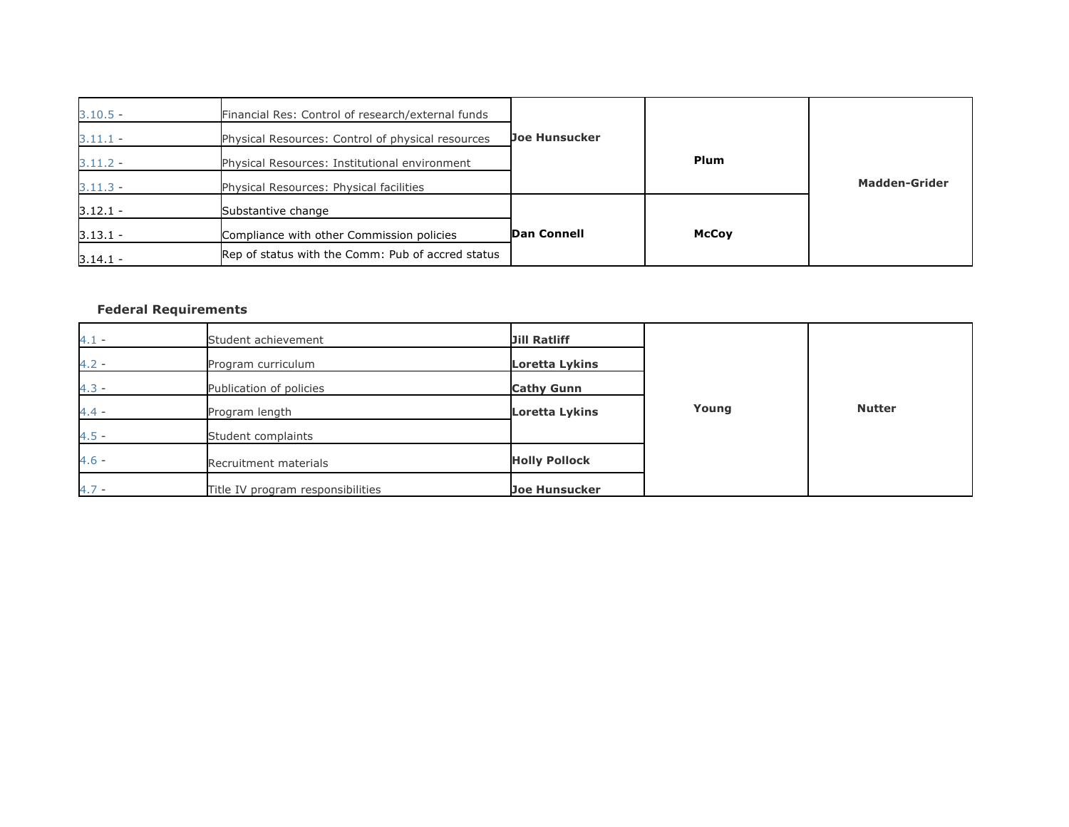| | | | | |
|---|---|---|---|---|
| 3.10.5 - | Financial Res: Control of research/external funds | **Joe Hunsucker** | **Plum** | **Madden-Grider** |
| 3.11.1 - | Physical Resources: Control of physical resources | | | |
| 3.11.2 - | Physical Resources: Institutional environment | | | |
| 3.11.3 - | Physical Resources: Physical facilities | | | |
| 3.12.1 - | Substantive change | **Dan Connell** | **McCoy** | |
| 3.13.1 - | Compliance with other Commission policies | | | |
| 3.14.1 - | Rep of status with the Comm: Pub of accred status | | | |

**Federal Requirements**

| | | | | |
|---|---|---|---|---|
| 4.1 - | Student achievement | **Jill Ratliff** | **Young** | **Nutter** |
| 4.2 - | Program curriculum | **Loretta Lykins** | | |
| 4.3 - | Publication of policies | **Cathy Gunn** | | |
| 4.4 - | Program length | **Loretta Lykins** | | |
| 4.5 - | Student complaints | | | |
| 4.6 - | Recruitment materials | **Holly Pollock** | | |
| 4.7 - | Title IV program responsibilities | **Joe Hunsucker** | | |